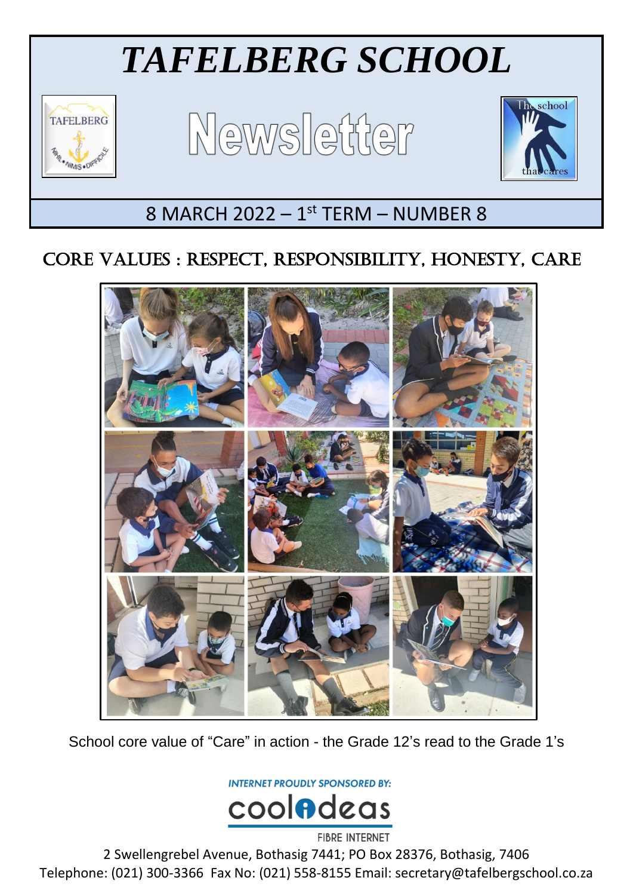# *TAFELBERG SCHOOL*

# Newsletter

## 8 MARCH 2022 – 1st TERM – NUMBER 8

## CORE VALUES : RESPECT, RESPONSIBILITY, HONESTY, CARE

School core value of "Care" in action - the Grade 12's read to the Grade 1's

INTERNET PROUDLY SPONSORED BY:

coolideas

FIBRE INTERNET

2 Swellengrebel Avenue, Bothasig 7441; PO Box 28376, Bothasig, 7406
Telephone: (021) 300-3366 Fax No: (021) 558-8155 Email: secretary@tafelbergschool.co.za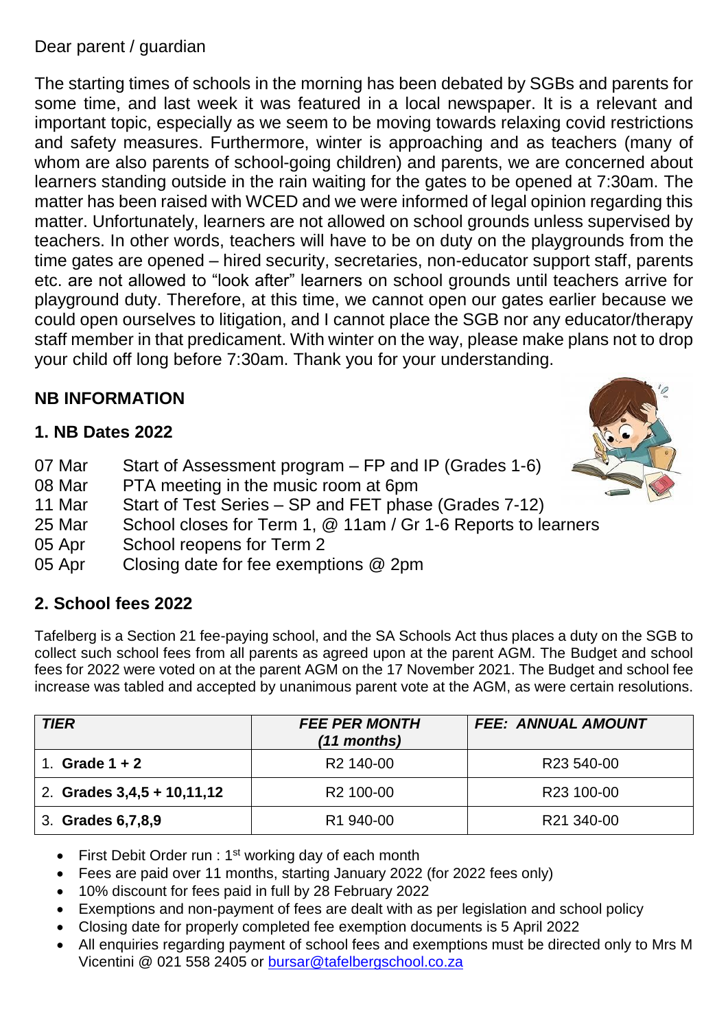Dear parent / guardian

The starting times of schools in the morning has been debated by SGBs and parents for some time, and last week it was featured in a local newspaper. It is a relevant and important topic, especially as we seem to be moving towards relaxing covid restrictions and safety measures. Furthermore, winter is approaching and as teachers (many of whom are also parents of school-going children) and parents, we are concerned about learners standing outside in the rain waiting for the gates to be opened at 7:30am. The matter has been raised with WCED and we were informed of legal opinion regarding this matter. Unfortunately, learners are not allowed on school grounds unless supervised by teachers. In other words, teachers will have to be on duty on the playgrounds from the time gates are opened – hired security, secretaries, non-educator support staff, parents etc. are not allowed to "look after" learners on school grounds until teachers arrive for playground duty. Therefore, at this time, we cannot open our gates earlier because we could open ourselves to litigation, and I cannot place the SGB nor any educator/therapy staff member in that predicament. With winter on the way, please make plans not to drop your child off long before 7:30am. Thank you for your understanding.

## NB INFORMATION

### 1. NB Dates 2022

07 Mar Start of Assessment program – FP and IP (Grades 1-6)
08 Mar PTA meeting in the music room at 6pm
11 Mar Start of Test Series – SP and FET phase (Grades 7-12)
25 Mar School closes for Term 1, @ 11am / Gr 1-6 Reports to learners
05 Apr School reopens for Term 2
05 Apr Closing date for fee exemptions @ 2pm

### 2. School fees 2022

Tafelberg is a Section 21 fee-paying school, and the SA Schools Act thus places a duty on the SGB to collect such school fees from all parents as agreed upon at the parent AGM. The Budget and school fees for 2022 were voted on at the parent AGM on the 17 November 2021. The Budget and school fee increase was tabled and accepted by unanimous parent vote at the AGM, as were certain resolutions.

| *TIER* | *FEE PER MONTH (11 months)* | *FEE: ANNUAL AMOUNT* |
|---|---|---|
| 1. **Grade 1 + 2** | R2 140-00 | R23 540-00 |
| 2. **Grades 3,4,5 + 10,11,12** | R2 100-00 | R23 100-00 |
| 3. **Grades 6,7,8,9** | R1 940-00 | R21 340-00 |

- First Debit Order run : 1st working day of each month
- Fees are paid over 11 months, starting January 2022 (for 2022 fees only)
- 10% discount for fees paid in full by 28 February 2022
- Exemptions and non-payment of fees are dealt with as per legislation and school policy
- Closing date for properly completed fee exemption documents is 5 April 2022
- All enquiries regarding payment of school fees and exemptions must be directed only to Mrs M Vicentini @ 021 558 2405 or bursar@tafelbergschool.co.za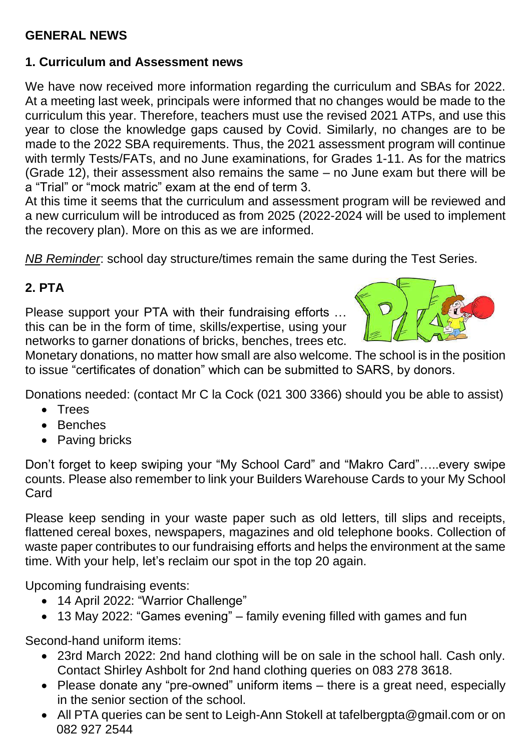## GENERAL NEWS

### 1. Curriculum and Assessment news

We have now received more information regarding the curriculum and SBAs for 2022. At a meeting last week, principals were informed that no changes would be made to the curriculum this year. Therefore, teachers must use the revised 2021 ATPs, and use this year to close the knowledge gaps caused by Covid. Similarly, no changes are to be made to the 2022 SBA requirements. Thus, the 2021 assessment program will continue with termly Tests/FATs, and no June examinations, for Grades 1-11. As for the matrics (Grade 12), their assessment also remains the same – no June exam but there will be a "Trial" or "mock matric" exam at the end of term 3.

At this time it seems that the curriculum and assessment program will be reviewed and a new curriculum will be introduced as from 2025 (2022-2024 will be used to implement the recovery plan). More on this as we are informed.

*NB Reminder*: school day structure/times remain the same during the Test Series.

### 2. PTA

Please support your PTA with their fundraising efforts … this can be in the form of time, skills/expertise, using your networks to garner donations of bricks, benches, trees etc. Monetary donations, no matter how small are also welcome. The school is in the position to issue "certificates of donation" which can be submitted to SARS, by donors.

Donations needed: (contact Mr C la Cock (021 300 3366) should you be able to assist)

- Trees
- Benches
- Paving bricks

Don't forget to keep swiping your "My School Card" and "Makro Card"…..every swipe counts. Please also remember to link your Builders Warehouse Cards to your My School Card

Please keep sending in your waste paper such as old letters, till slips and receipts, flattened cereal boxes, newspapers, magazines and old telephone books. Collection of waste paper contributes to our fundraising efforts and helps the environment at the same time. With your help, let's reclaim our spot in the top 20 again.

Upcoming fundraising events:

- 14 April 2022: "Warrior Challenge"
- 13 May 2022: "Games evening" – family evening filled with games and fun

Second-hand uniform items:

- 23rd March 2022: 2nd hand clothing will be on sale in the school hall. Cash only. Contact Shirley Ashbolt for 2nd hand clothing queries on 083 278 3618.
- Please donate any "pre-owned" uniform items – there is a great need, especially in the senior section of the school.
- All PTA queries can be sent to Leigh-Ann Stokell at tafelbergpta@gmail.com or on 082 927 2544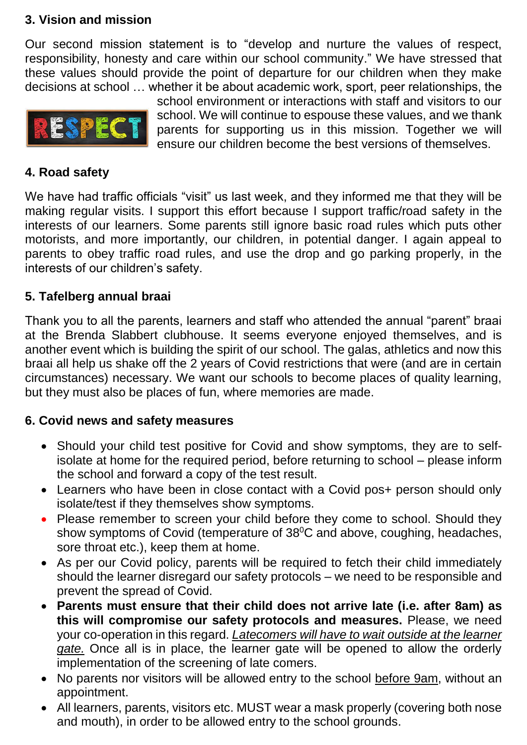## 3. Vision and mission

Our second mission statement is to "develop and nurture the values of respect, responsibility, honesty and care within our school community." We have stressed that these values should provide the point of departure for our children when they make decisions at school … whether it be about academic work, sport, peer relationships, the school environment or interactions with staff and visitors to our school. We will continue to espouse these values, and we thank parents for supporting us in this mission. Together we will ensure our children become the best versions of themselves.

## 4. Road safety

We have had traffic officials "visit" us last week, and they informed me that they will be making regular visits. I support this effort because I support traffic/road safety in the interests of our learners. Some parents still ignore basic road rules which puts other motorists, and more importantly, our children, in potential danger. I again appeal to parents to obey traffic road rules, and use the drop and go parking properly, in the interests of our children's safety.

## 5. Tafelberg annual braai

Thank you to all the parents, learners and staff who attended the annual "parent" braai at the Brenda Slabbert clubhouse. It seems everyone enjoyed themselves, and is another event which is building the spirit of our school. The galas, athletics and now this braai all help us shake off the 2 years of Covid restrictions that were (and are in certain circumstances) necessary. We want our schools to become places of quality learning, but they must also be places of fun, where memories are made.

## 6. Covid news and safety measures

- Should your child test positive for Covid and show symptoms, they are to self-isolate at home for the required period, before returning to school – please inform the school and forward a copy of the test result.
- Learners who have been in close contact with a Covid pos+ person should only isolate/test if they themselves show symptoms.
- Please remember to screen your child before they come to school. Should they show symptoms of Covid (temperature of $38^0$C and above, coughing, headaches, sore throat etc.), keep them at home.
- As per our Covid policy, parents will be required to fetch their child immediately should the learner disregard our safety protocols – we need to be responsible and prevent the spread of Covid.
- **Parents must ensure that their child does not arrive late (i.e. after 8am) as this will compromise our safety protocols and measures.** Please, we need your co-operation in this regard. *Latecomers will have to wait outside at the learner gate.* Once all is in place, the learner gate will be opened to allow the orderly implementation of the screening of late comers.
- No parents nor visitors will be allowed entry to the school before 9am, without an appointment.
- All learners, parents, visitors etc. MUST wear a mask properly (covering both nose and mouth), in order to be allowed entry to the school grounds.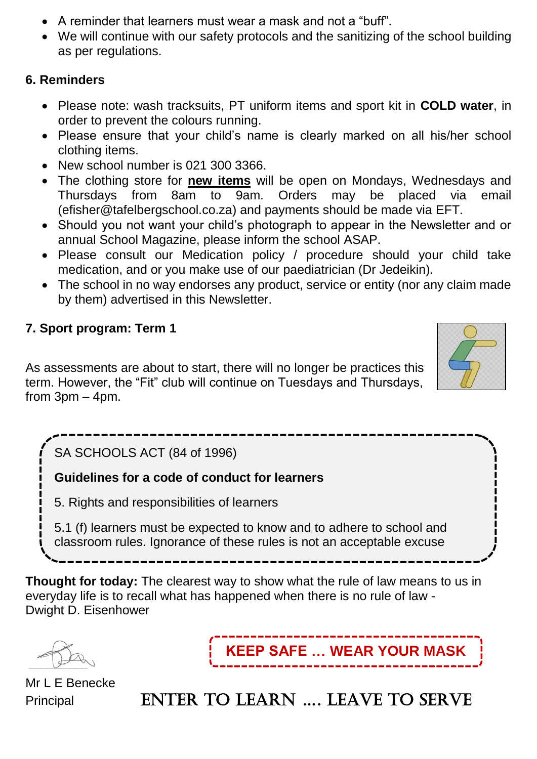- A reminder that learners must wear a mask and not a "buff".
- We will continue with our safety protocols and the sanitizing of the school building as per regulations.

## 6. Reminders

- Please note: wash tracksuits, PT uniform items and sport kit in **COLD water**, in order to prevent the colours running.
- Please ensure that your child's name is clearly marked on all his/her school clothing items.
- New school number is 021 300 3366.
- The clothing store for **new items** will be open on Mondays, Wednesdays and Thursdays from 8am to 9am. Orders may be placed via email (efisher@tafelbergschool.co.za) and payments should be made via EFT.
- Should you not want your child's photograph to appear in the Newsletter and or annual School Magazine, please inform the school ASAP.
- Please consult our Medication policy / procedure should your child take medication, and or you make use of our paediatrician (Dr Jedeikin).
- The school in no way endorses any product, service or entity (nor any claim made by them) advertised in this Newsletter.

## 7. Sport program: Term 1

As assessments are about to start, there will no longer be practices this term. However, the "Fit" club will continue on Tuesdays and Thursdays, from 3pm – 4pm.

SA SCHOOLS ACT (84 of 1996)

**Guidelines for a code of conduct for learners**

5. Rights and responsibilities of learners

5.1 (f) learners must be expected to know and to adhere to school and classroom rules. Ignorance of these rules is not an acceptable excuse

**Thought for today:** The clearest way to show what the rule of law means to us in everyday life is to recall what has happened when there is no rule of law - Dwight D. Eisenhower

**KEEP SAFE … WEAR YOUR MASK**

Mr L E Benecke
Principal

ENTER TO LEARN …. LEAVE TO SERVE